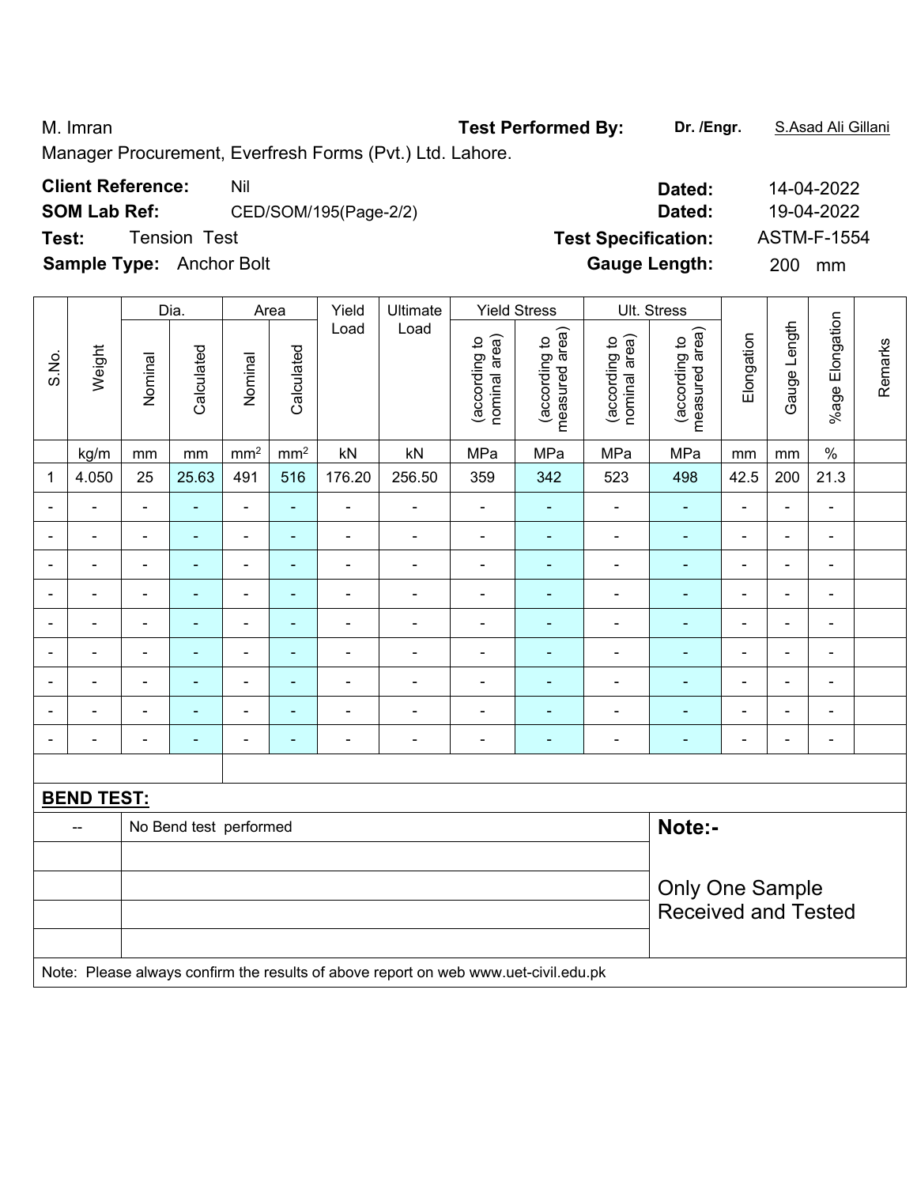M. Imran **Test Performed By:** **Dr. /Engr.** S.Asad Ali Gillani

Manager Procurement, Everfresh Forms (Pvt.) Ltd. Lahore.

**Client Reference:** Nil **Dated:** 14-04-2022

**SOM Lab Ref:** CED/SOM/195(Page-2/2) **Dated:** 19-04-2022

**Test:** Tension Test **Test Specification:** ASTM-F-1554

**Sample Type:** Anchor Bolt **Gauge Length:** 200 mm

| S.No. | Weight | Dia. | | Area | | Yield Load | Ultimate Load | Yield Stress | | Ult. Stress | | Elongation | Gauge Length | %age Elongation | Remarks |
|---|---|---|---|---|---|---|---|---|---|---|---|---|---|---|---|
| | | Nominal | Calculated | Nominal | Calculated | | | (according to nominal area) | (according to measured area) | (according to nominal area) | (according to measured area) | | | | |
| | kg/m | mm | mm | mm² | mm² | kN | kN | MPa | MPa | MPa | MPa | mm | mm | % | |
| 1 | 4.050 | 25 | 25.63 | 491 | 516 | 176.20 | 256.50 | 359 | 342 | 523 | 498 | 42.5 | 200 | 21.3 | |
| - | - | - | - | - | - | - | - | - | - | - | - | - | - | - | |
| - | - | - | - | - | - | - | - | - | - | - | - | - | - | - | |
| - | - | - | - | - | - | - | - | - | - | - | - | - | - | - | |
| - | - | - | - | - | - | - | - | - | - | - | - | - | - | - | |
| - | - | - | - | - | - | - | - | - | - | - | - | - | - | - | |
| - | - | - | - | - | - | - | - | - | - | - | - | - | - | - | |
| - | - | - | - | - | - | - | - | - | - | - | - | - | - | - | |
| - | - | - | - | - | - | - | - | - | - | - | - | - | - | - | |
| - | - | - | - | - | - | - | - | - | - | - | - | - | - | - | |

**BEND TEST:**

| | | |
|---|---|---|
| -- | No Bend test performed | **Note:-** |
| | | |
| | | Only One Sample Received and Tested |
| | | |
| | | |

Note: Please always confirm the results of above report on web www.uet-civil.edu.pk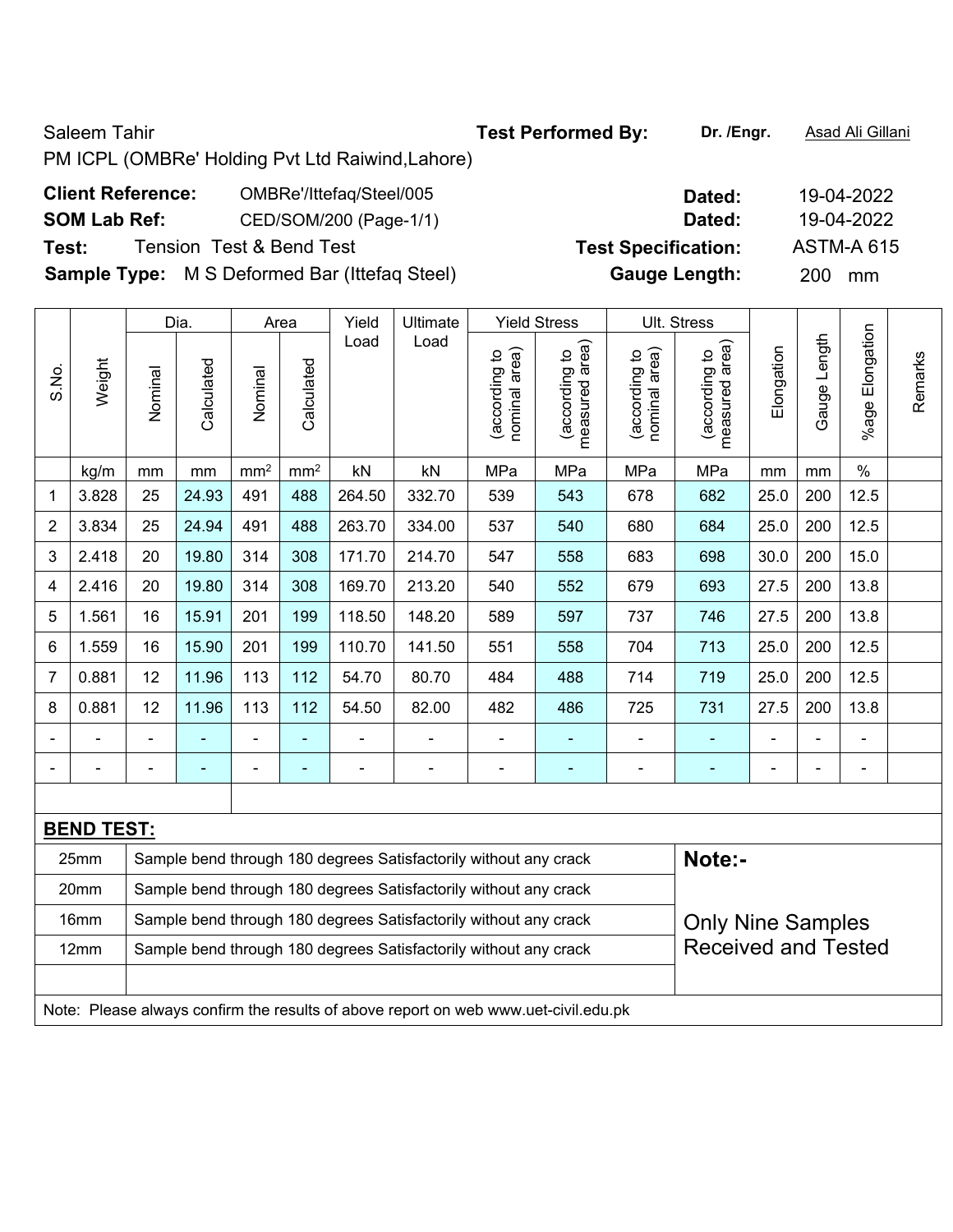Saleem Tahir

PM ICPL (OMBRe' Holding Pvt Ltd Raiwind,Lahore)

**Test Performed By:** **Dr. /Engr.** Asad Ali Gillani

**Client Reference:** OMBRe'/Ittefaq/Steel/005 **Dated:** 19-04-2022

**SOM Lab Ref:** CED/SOM/200 (Page-1/1) **Dated:** 19-04-2022

**Test:** Tension Test & Bend Test **Test Specification:** ASTM-A 615

**Sample Type:** M S Deformed Bar (Ittefaq Steel) **Gauge Length:** 200 mm

| S.No. | Weight | Dia. | | Area | | Yield Load | Ultimate Load | Yield Stress | | Ult. Stress | | Elongation | Gauge Length | %age Elongation | Remarks |
|---|---|---|---|---|---|---|---|---|---|---|---|---|---|---|---|
| | | Nominal | Calculated | Nominal | Calculated | | | (according to nominal area) | (according to measured area) | (according to nominal area) | (according to measured area) | | | | |
| | kg/m | mm | mm | $mm^2$ | $mm^2$ | kN | kN | MPa | MPa | MPa | MPa | mm | mm | % | |
| 1 | 3.828 | 25 | 24.93 | 491 | 488 | 264.50 | 332.70 | 539 | 543 | 678 | 682 | 25.0 | 200 | 12.5 | |
| 2 | 3.834 | 25 | 24.94 | 491 | 488 | 263.70 | 334.00 | 537 | 540 | 680 | 684 | 25.0 | 200 | 12.5 | |
| 3 | 2.418 | 20 | 19.80 | 314 | 308 | 171.70 | 214.70 | 547 | 558 | 683 | 698 | 30.0 | 200 | 15.0 | |
| 4 | 2.416 | 20 | 19.80 | 314 | 308 | 169.70 | 213.20 | 540 | 552 | 679 | 693 | 27.5 | 200 | 13.8 | |
| 5 | 1.561 | 16 | 15.91 | 201 | 199 | 118.50 | 148.20 | 589 | 597 | 737 | 746 | 27.5 | 200 | 13.8 | |
| 6 | 1.559 | 16 | 15.90 | 201 | 199 | 110.70 | 141.50 | 551 | 558 | 704 | 713 | 25.0 | 200 | 12.5 | |
| 7 | 0.881 | 12 | 11.96 | 113 | 112 | 54.70 | 80.70 | 484 | 488 | 714 | 719 | 25.0 | 200 | 12.5 | |
| 8 | 0.881 | 12 | 11.96 | 113 | 112 | 54.50 | 82.00 | 482 | 486 | 725 | 731 | 27.5 | 200 | 13.8 | |
| - | - | - | - | - | - | - | - | - | - | - | - | - | - | - | |
| - | - | - | - | - | - | - | - | - | - | - | - | - | - | - | |

**BEND TEST:**

| Size | Result |
|---|---|
| 25mm | Sample bend through 180 degrees Satisfactorily without any crack |
| 20mm | Sample bend through 180 degrees Satisfactorily without any crack |
| 16mm | Sample bend through 180 degrees Satisfactorily without any crack |
| 12mm | Sample bend through 180 degrees Satisfactorily without any crack |

**Note:-**

Only Nine Samples Received and Tested

Note: Please always confirm the results of above report on web www.uet-civil.edu.pk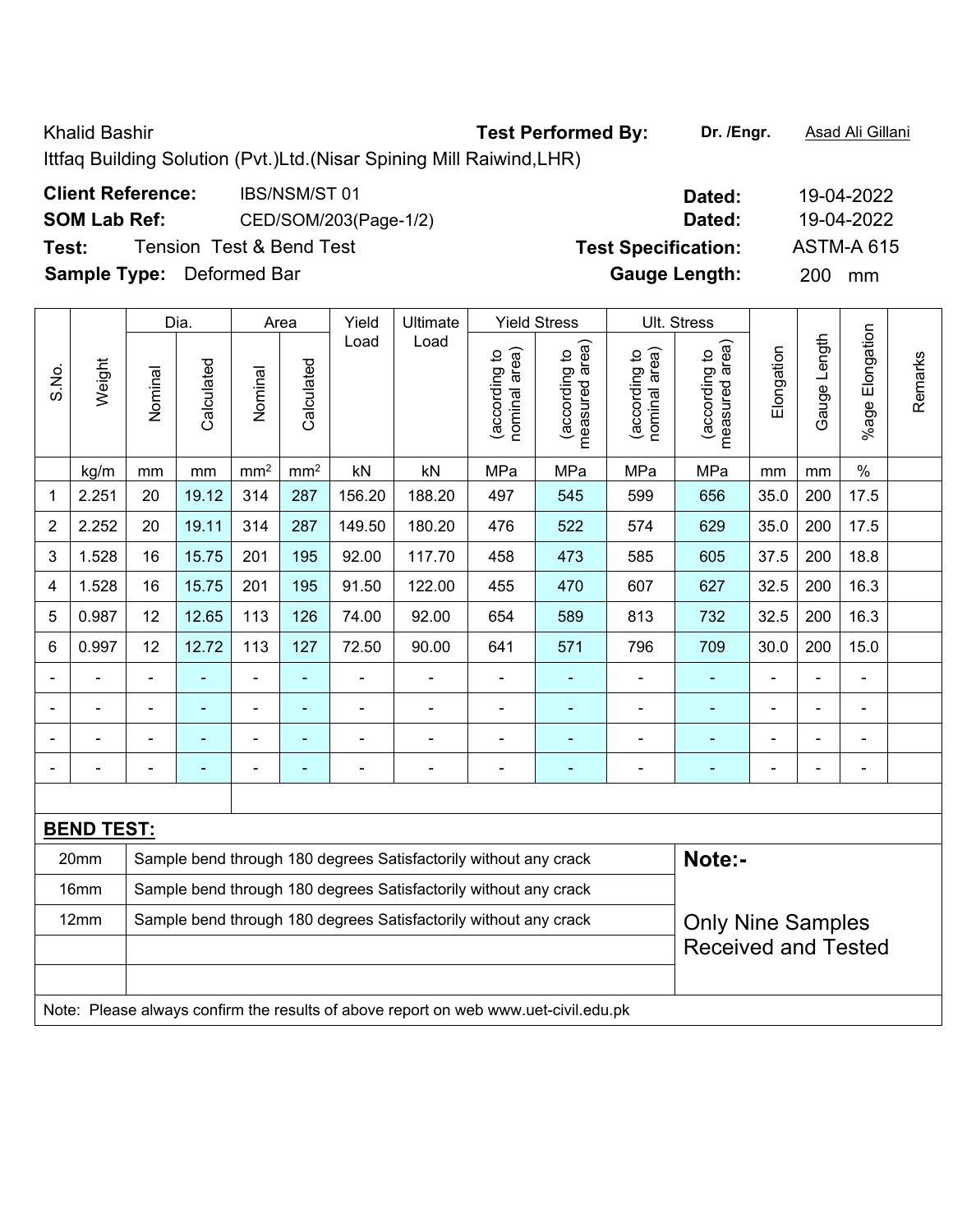Khalid Bashir

Ittfaq Building Solution (Pvt.)Ltd.(Nisar Spining Mill Raiwind,LHR)

**Test Performed By:** **Dr. /Engr.** Asad Ali Gillani

**Client Reference:** IBS/NSM/ST 01 **Dated:** 19-04-2022

**SOM Lab Ref:** CED/SOM/203(Page-1/2) **Dated:** 19-04-2022

**Test:** Tension Test & Bend Test **Test Specification:** ASTM-A 615

**Sample Type:** Deformed Bar **Gauge Length:** 200 mm

| S.No. | Weight | Dia. | | Area | | Yield Load | Ultimate Load | Yield Stress | | Ult. Stress | | Elongation | Gauge Length | %age Elongation | Remarks |
|---|---|---|---|---|---|---|---|---|---|---|---|---|---|---|---|
| | | Nominal | Calculated | Nominal | Calculated | | | (according to nominal area) | (according to measured area) | (according to nominal area) | (according to measured area) | | | | |
| | kg/m | mm | mm | mm² | mm² | kN | kN | MPa | MPa | MPa | MPa | mm | mm | % | |
| 1 | 2.251 | 20 | 19.12 | 314 | 287 | 156.20 | 188.20 | 497 | 545 | 599 | 656 | 35.0 | 200 | 17.5 | |
| 2 | 2.252 | 20 | 19.11 | 314 | 287 | 149.50 | 180.20 | 476 | 522 | 574 | 629 | 35.0 | 200 | 17.5 | |
| 3 | 1.528 | 16 | 15.75 | 201 | 195 | 92.00 | 117.70 | 458 | 473 | 585 | 605 | 37.5 | 200 | 18.8 | |
| 4 | 1.528 | 16 | 15.75 | 201 | 195 | 91.50 | 122.00 | 455 | 470 | 607 | 627 | 32.5 | 200 | 16.3 | |
| 5 | 0.987 | 12 | 12.65 | 113 | 126 | 74.00 | 92.00 | 654 | 589 | 813 | 732 | 32.5 | 200 | 16.3 | |
| 6 | 0.997 | 12 | 12.72 | 113 | 127 | 72.50 | 90.00 | 641 | 571 | 796 | 709 | 30.0 | 200 | 15.0 | |
| - | - | - | - | - | - | - | - | - | - | - | - | - | - | - | |
| - | - | - | - | - | - | - | - | - | - | - | - | - | - | - | |
| - | - | - | - | - | - | - | - | - | - | - | - | - | - | - | |
| - | - | - | - | - | - | - | - | - | - | - | - | - | - | - | |

**BEND TEST:**

| | | |
|---|---|---|
| 20mm | Sample bend through 180 degrees Satisfactorily without any crack | **Note:-** |
| 16mm | Sample bend through 180 degrees Satisfactorily without any crack | |
| 12mm | Sample bend through 180 degrees Satisfactorily without any crack | Only Nine Samples Received and Tested |
| | | |
| | | |

Note: Please always confirm the results of above report on web www.uet-civil.edu.pk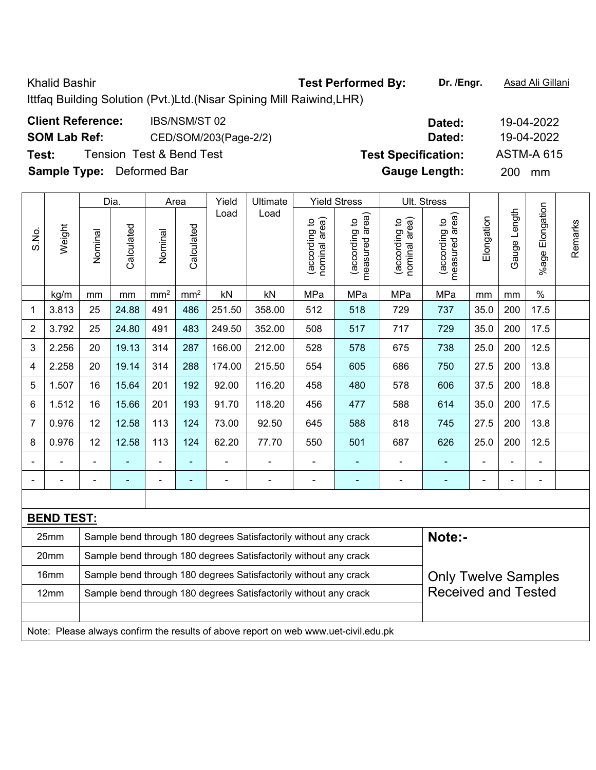Khalid Bashir | **Test Performed By:** **Dr. /Engr.** Asad Ali Gillani

Ittfaq Building Solution (Pvt.)Ltd.(Nisar Spining Mill Raiwind,LHR)

**Client Reference:** IBS/NSM/ST 02 | **Dated:** 19-04-2022

**SOM Lab Ref:** CED/SOM/203(Page-2/2) | **Dated:** 19-04-2022

**Test:** Tension Test & Bend Test | **Test Specification:** ASTM-A 615

**Sample Type:** Deformed Bar | **Gauge Length:** 200 mm

| S.No. | Weight | Dia. | | Area | | Yield Load | Ultimate Load | Yield Stress | | Ult. Stress | | Elongation | Gauge Length | %age Elongation | Remarks |
|---|---|---|---|---|---|---|---|---|---|---|---|---|---|---|---|
| | | Nominal | Calculated | Nominal | Calculated | | | (according to nominal area) | (according to measured area) | (according to nominal area) | (according to measured area) | | | | |
| | kg/m | mm | mm | mm² | mm² | kN | kN | MPa | MPa | MPa | MPa | mm | mm | % | |
| 1 | 3.813 | 25 | 24.88 | 491 | 486 | 251.50 | 358.00 | 512 | 518 | 729 | 737 | 35.0 | 200 | 17.5 | |
| 2 | 3.792 | 25 | 24.80 | 491 | 483 | 249.50 | 352.00 | 508 | 517 | 717 | 729 | 35.0 | 200 | 17.5 | |
| 3 | 2.256 | 20 | 19.13 | 314 | 287 | 166.00 | 212.00 | 528 | 578 | 675 | 738 | 25.0 | 200 | 12.5 | |
| 4 | 2.258 | 20 | 19.14 | 314 | 288 | 174.00 | 215.50 | 554 | 605 | 686 | 750 | 27.5 | 200 | 13.8 | |
| 5 | 1.507 | 16 | 15.64 | 201 | 192 | 92.00 | 116.20 | 458 | 480 | 578 | 606 | 37.5 | 200 | 18.8 | |
| 6 | 1.512 | 16 | 15.66 | 201 | 193 | 91.70 | 118.20 | 456 | 477 | 588 | 614 | 35.0 | 200 | 17.5 | |
| 7 | 0.976 | 12 | 12.58 | 113 | 124 | 73.00 | 92.50 | 645 | 588 | 818 | 745 | 27.5 | 200 | 13.8 | |
| 8 | 0.976 | 12 | 12.58 | 113 | 124 | 62.20 | 77.70 | 550 | 501 | 687 | 626 | 25.0 | 200 | 12.5 | |
| - | - | - | - | - | - | - | - | - | - | - | - | - | - | - | |
| - | - | - | - | - | - | - | - | - | - | - | - | - | - | - | |

**BEND TEST:**

| Size | Result |
|---|---|
| 25mm | Sample bend through 180 degrees Satisfactorily without any crack |
| 20mm | Sample bend through 180 degrees Satisfactorily without any crack |
| 16mm | Sample bend through 180 degrees Satisfactorily without any crack |
| 12mm | Sample bend through 180 degrees Satisfactorily without any crack |

**Note:-**

Only Twelve Samples Received and Tested

Note: Please always confirm the results of above report on web www.uet-civil.edu.pk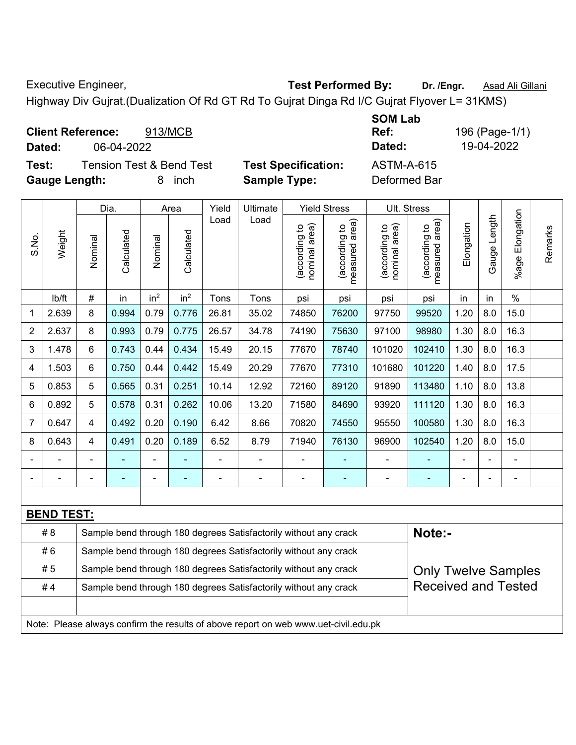Executive Engineer, **Test Performed By:** **Dr. /Engr.** Asad Ali Gillani

Highway Div Gujrat.(Dualization Of Rd GT Rd To Gujrat Dinga Rd I/C Gujrat Flyover L= 31KMS)

**Client Reference:** 913/MCB

**Dated:** 06-04-2022

**SOM Lab Ref:** 196 (Page-1/1)

**Dated:** 19-04-2022

**Test:** Tension Test & Bend Test

**Test Specification:** ASTM-A-615

**Gauge Length:** 8 inch

**Sample Type:** Deformed Bar

| S.No. | Weight | Dia. | | Area | | Yield Load | Ultimate Load | Yield Stress | | Ult. Stress | | Elongation | Gauge Length | %age Elongation | Remarks |
|---|---|---|---|---|---|---|---|---|---|---|---|---|---|---|---|
| | | Nominal | Calculated | Nominal | Calculated | | | (according to nominal area) | (according to measured area) | (according to nominal area) | (according to measured area) | | | | |
| | lb/ft | # | in | $in^2$ | $in^2$ | Tons | Tons | psi | psi | psi | psi | in | in | % | |
| 1 | 2.639 | 8 | 0.994 | 0.79 | 0.776 | 26.81 | 35.02 | 74850 | 76200 | 97750 | 99520 | 1.20 | 8.0 | 15.0 | |
| 2 | 2.637 | 8 | 0.993 | 0.79 | 0.775 | 26.57 | 34.78 | 74190 | 75630 | 97100 | 98980 | 1.30 | 8.0 | 16.3 | |
| 3 | 1.478 | 6 | 0.743 | 0.44 | 0.434 | 15.49 | 20.15 | 77670 | 78740 | 101020 | 102410 | 1.30 | 8.0 | 16.3 | |
| 4 | 1.503 | 6 | 0.750 | 0.44 | 0.442 | 15.49 | 20.29 | 77670 | 77310 | 101680 | 101220 | 1.40 | 8.0 | 17.5 | |
| 5 | 0.853 | 5 | 0.565 | 0.31 | 0.251 | 10.14 | 12.92 | 72160 | 89120 | 91890 | 113480 | 1.10 | 8.0 | 13.8 | |
| 6 | 0.892 | 5 | 0.578 | 0.31 | 0.262 | 10.06 | 13.20 | 71580 | 84690 | 93920 | 111120 | 1.30 | 8.0 | 16.3 | |
| 7 | 0.647 | 4 | 0.492 | 0.20 | 0.190 | 6.42 | 8.66 | 70820 | 74550 | 95550 | 100580 | 1.30 | 8.0 | 16.3 | |
| 8 | 0.643 | 4 | 0.491 | 0.20 | 0.189 | 6.52 | 8.79 | 71940 | 76130 | 96900 | 102540 | 1.20 | 8.0 | 15.0 | |
| - | - | - | - | - | - | - | - | - | - | - | - | - | - | - | |
| - | - | - | - | - | - | - | - | - | - | - | - | - | - | - | |

**BEND TEST:**

| Bar | Result |
|---|---|
| # 8 | Sample bend through 180 degrees Satisfactorily without any crack |
| # 6 | Sample bend through 180 degrees Satisfactorily without any crack |
| # 5 | Sample bend through 180 degrees Satisfactorily without any crack |
| # 4 | Sample bend through 180 degrees Satisfactorily without any crack |

**Note:-**

Only Twelve Samples Received and Tested

Note: Please always confirm the results of above report on web www.uet-civil.edu.pk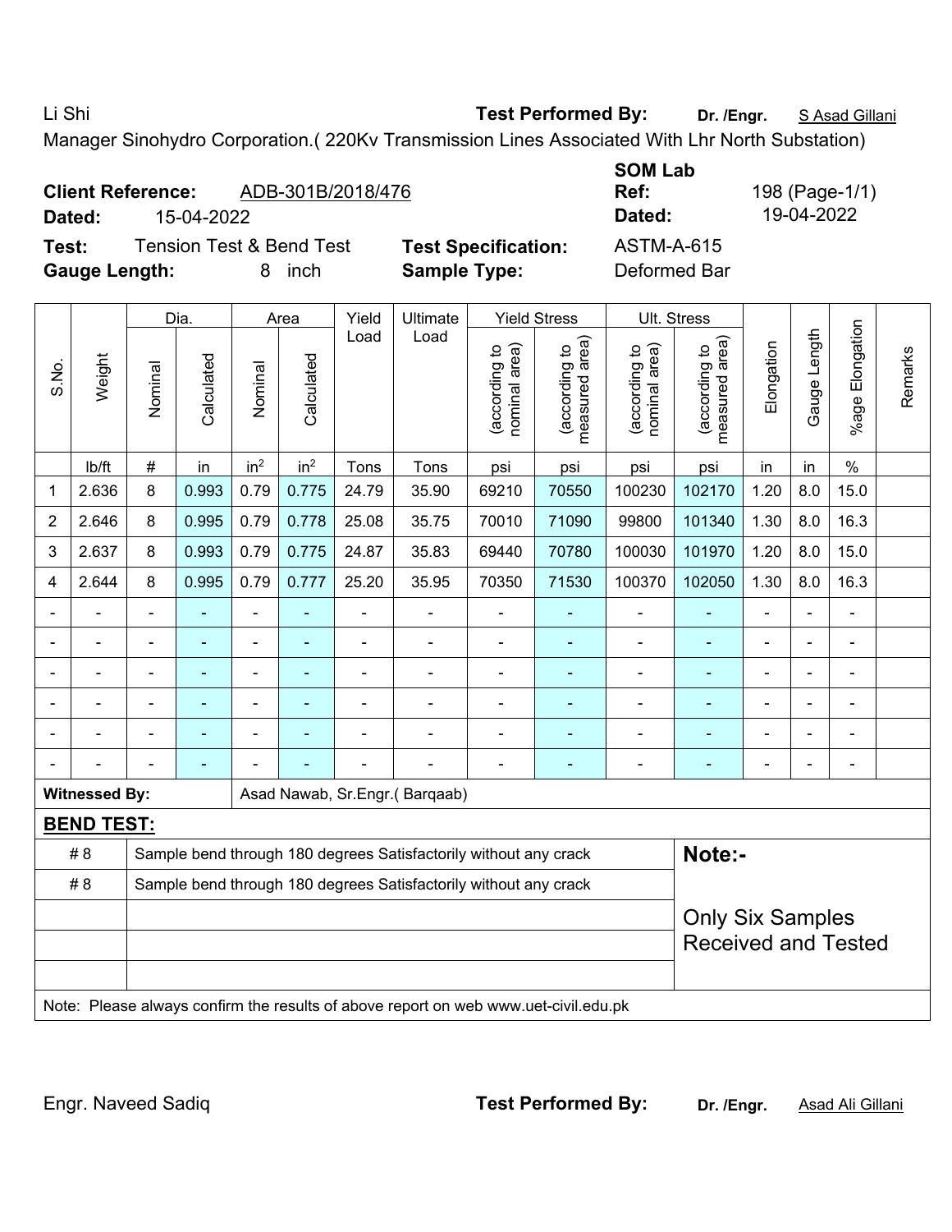Li Shi | **Test Performed By:** **Dr. /Engr.** S Asad Gillani

Manager Sinohydro Corporation.( 220Kv Transmission Lines Associated With Lhr North Substation)

**Client Reference:** ADB-301B/2018/476

**Dated:** 15-04-2022

**SOM Lab Ref:** 198 (Page-1/1)

**Dated:** 19-04-2022

**Test:** Tension Test & Bend Test

**Test Specification:** ASTM-A-615

**Gauge Length:** 8 inch

**Sample Type:** Deformed Bar

| S.No. | Weight | Dia. | | Area | | Yield Load | Ultimate Load | Yield Stress | | Ult. Stress | | Elongation | Gauge Length | %age Elongation | Remarks |
|---|---|---|---|---|---|---|---|---|---|---|---|---|---|---|---|
| | | Nominal | Calculated | Nominal | Calculated | | | (according to nominal area) | (according to measured area) | (according to nominal area) | (according to measured area) | | | | |
| | lb/ft | # | in | in$^2$ | in$^2$ | Tons | Tons | psi | psi | psi | psi | in | in | % | |
| 1 | 2.636 | 8 | 0.993 | 0.79 | 0.775 | 24.79 | 35.90 | 69210 | 70550 | 100230 | 102170 | 1.20 | 8.0 | 15.0 | |
| 2 | 2.646 | 8 | 0.995 | 0.79 | 0.778 | 25.08 | 35.75 | 70010 | 71090 | 99800 | 101340 | 1.30 | 8.0 | 16.3 | |
| 3 | 2.637 | 8 | 0.993 | 0.79 | 0.775 | 24.87 | 35.83 | 69440 | 70780 | 100030 | 101970 | 1.20 | 8.0 | 15.0 | |
| 4 | 2.644 | 8 | 0.995 | 0.79 | 0.777 | 25.20 | 35.95 | 70350 | 71530 | 100370 | 102050 | 1.30 | 8.0 | 16.3 | |
| - | - | - | - | - | - | - | - | - | - | - | - | - | - | - | |
| - | - | - | - | - | - | - | - | - | - | - | - | - | - | - | |
| - | - | - | - | - | - | - | - | - | - | - | - | - | - | - | |
| - | - | - | - | - | - | - | - | - | - | - | - | - | - | - | |
| - | - | - | - | - | - | - | - | - | - | - | - | - | - | - | |
| - | - | - | - | - | - | - | - | - | - | - | - | - | - | - | |

**Witnessed By:** Asad Nawab, Sr.Engr.( Barqaab)

**BEND TEST:**

| | | |
|---|---|---|
| # 8 | Sample bend through 180 degrees Satisfactorily without any crack | **Note:-** |
| # 8 | Sample bend through 180 degrees Satisfactorily without any crack | Only Six Samples Received and Tested |
| | | |
| | | |
| | | |

Note: Please always confirm the results of above report on web www.uet-civil.edu.pk

Engr. Naveed Sadiq | **Test Performed By:** **Dr. /Engr.** Asad Ali Gillani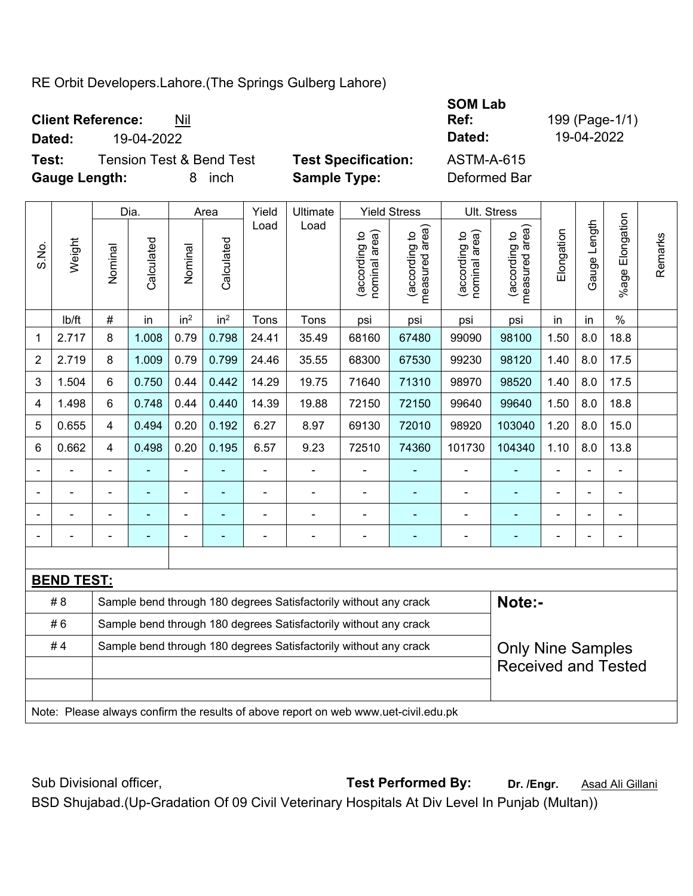RE Orbit Developers.Lahore.(The Springs Gulberg Lahore)

**Client Reference:** Nil

**Dated:** 19-04-2022

**SOM Lab**

**Ref:** 199 (Page-1/1)

**Dated:** 19-04-2022

**Test:** Tension Test & Bend Test

**Gauge Length:** 8 inch

**Test Specification:** ASTM-A-615

**Sample Type:** Deformed Bar

| S.No. | Weight | Dia. | | Area | | Yield Load | Ultimate Load | Yield Stress | | Ult. Stress | | Elongation | Gauge Length | %age Elongation | Remarks |
|---|---|---|---|---|---|---|---|---|---|---|---|---|---|---|---|
| | | Nominal | Calculated | Nominal | Calculated | | | (according to nominal area) | (according to measured area) | (according to nominal area) | (according to measured area) | | | | |
| | lb/ft | # | in | $in^2$ | $in^2$ | Tons | Tons | psi | psi | psi | psi | in | in | % | |
| 1 | 2.717 | 8 | 1.008 | 0.79 | 0.798 | 24.41 | 35.49 | 68160 | 67480 | 99090 | 98100 | 1.50 | 8.0 | 18.8 | |
| 2 | 2.719 | 8 | 1.009 | 0.79 | 0.799 | 24.46 | 35.55 | 68300 | 67530 | 99230 | 98120 | 1.40 | 8.0 | 17.5 | |
| 3 | 1.504 | 6 | 0.750 | 0.44 | 0.442 | 14.29 | 19.75 | 71640 | 71310 | 98970 | 98520 | 1.40 | 8.0 | 17.5 | |
| 4 | 1.498 | 6 | 0.748 | 0.44 | 0.440 | 14.39 | 19.88 | 72150 | 72150 | 99640 | 99640 | 1.50 | 8.0 | 18.8 | |
| 5 | 0.655 | 4 | 0.494 | 0.20 | 0.192 | 6.27 | 8.97 | 69130 | 72010 | 98920 | 103040 | 1.20 | 8.0 | 15.0 | |
| 6 | 0.662 | 4 | 0.498 | 0.20 | 0.195 | 6.57 | 9.23 | 72510 | 74360 | 101730 | 104340 | 1.10 | 8.0 | 13.8 | |
| - | - | - | - | - | - | - | - | - | - | - | - | - | - | - | |
| - | - | - | - | - | - | - | - | - | - | - | - | - | - | - | |
| - | - | - | - | - | - | - | - | - | - | - | - | - | - | - | |
| - | - | - | - | - | - | - | - | - | - | - | - | - | - | - | |

**BEND TEST:**

| | |
|---|---|
| # 8 | Sample bend through 180 degrees Satisfactorily without any crack |
| # 6 | Sample bend through 180 degrees Satisfactorily without any crack |
| # 4 | Sample bend through 180 degrees Satisfactorily without any crack |

**Note:-**

Only Nine Samples Received and Tested

Note: Please always confirm the results of above report on web www.uet-civil.edu.pk

Sub Divisional officer,

BSD Shujabad.(Up-Gradation Of 09 Civil Veterinary Hospitals At Div Level In Punjab (Multan))

**Test Performed By:** **Dr. /Engr.** Asad Ali Gillani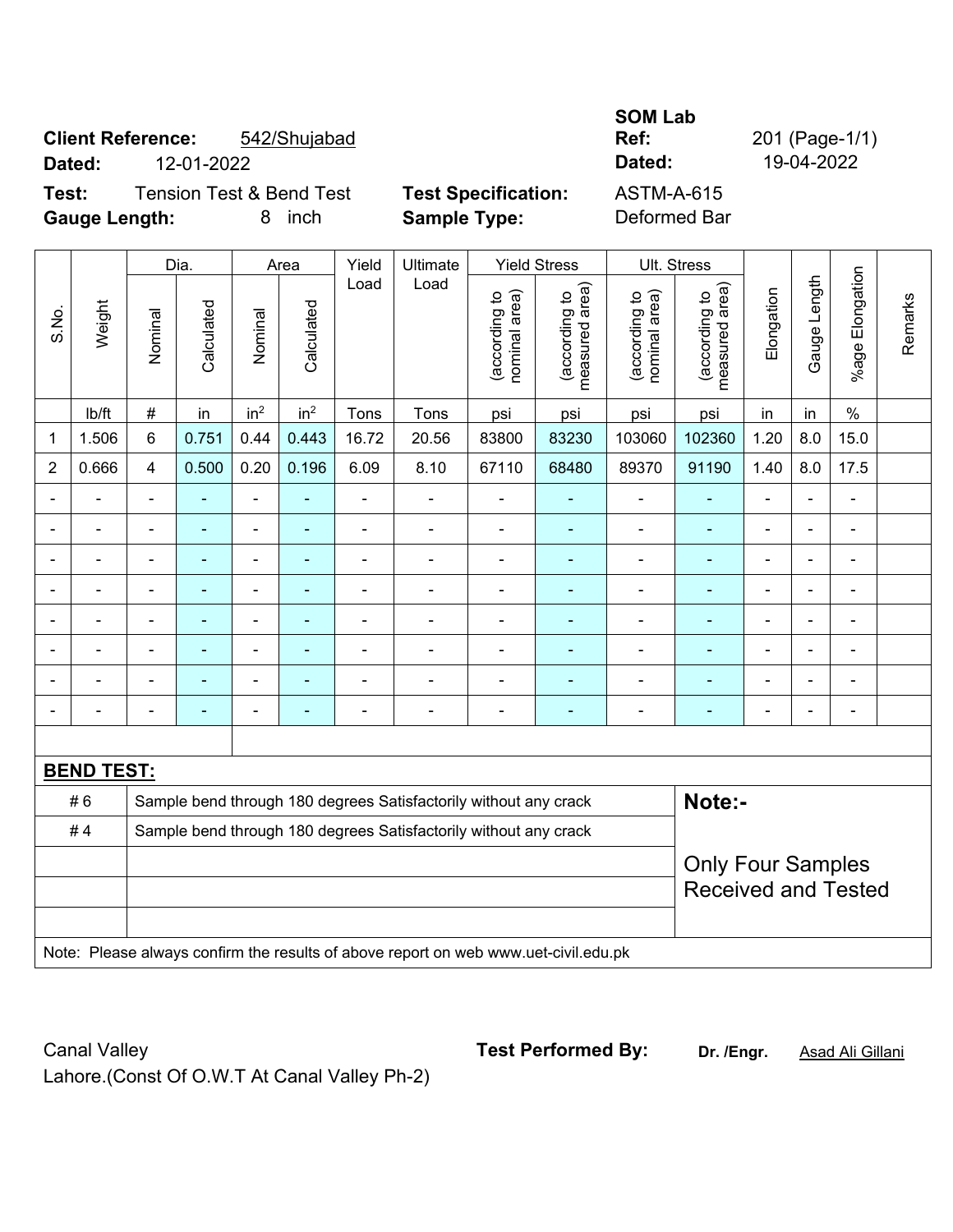**SOM Lab**

**Client Reference:** 542/Shujabad **Ref:** 201 (Page-1/1)

**Dated:** 12-01-2022 **Dated:** 19-04-2022

**Test:** Tension Test & Bend Test **Test Specification:** ASTM-A-615

**Gauge Length:** 8 inch **Sample Type:** Deformed Bar

| S.No. | Weight | Dia. | | Area | | Yield Load | Ultimate Load | Yield Stress | | Ult. Stress | | Elongation | Gauge Length | %age Elongation | Remarks |
|---|---|---|---|---|---|---|---|---|---|---|---|---|---|---|---|
| | | Nominal | Calculated | Nominal | Calculated | | | (according to nominal area) | (according to measured area) | (according to nominal area) | (according to measured area) | | | | |
| | lb/ft | # | in | in$^2$ | in$^2$ | Tons | Tons | psi | psi | psi | psi | in | in | % | |
| 1 | 1.506 | 6 | 0.751 | 0.44 | 0.443 | 16.72 | 20.56 | 83800 | 83230 | 103060 | 102360 | 1.20 | 8.0 | 15.0 | |
| 2 | 0.666 | 4 | 0.500 | 0.20 | 0.196 | 6.09 | 8.10 | 67110 | 68480 | 89370 | 91190 | 1.40 | 8.0 | 17.5 | |
| - | - | - | - | - | - | - | - | - | - | - | - | - | - | - | |
| - | - | - | - | - | - | - | - | - | - | - | - | - | - | - | |
| - | - | - | - | - | - | - | - | - | - | - | - | - | - | - | |
| - | - | - | - | - | - | - | - | - | - | - | - | - | - | - | |
| - | - | - | - | - | - | - | - | - | - | - | - | - | - | - | |
| - | - | - | - | - | - | - | - | - | - | - | - | - | - | - | |
| - | - | - | - | - | - | - | - | - | - | - | - | - | - | - | |
| - | - | - | - | - | - | - | - | - | - | - | - | - | - | - | |

**BEND TEST:**

| | | |
|---|---|---|
| # 6 | Sample bend through 180 degrees Satisfactorily without any crack | **Note:-** |
| # 4 | Sample bend through 180 degrees Satisfactorily without any crack | |
| | | Only Four Samples Received and Tested |
| | | |
| | | |

Note: Please always confirm the results of above report on web www.uet-civil.edu.pk

Canal Valley
Lahore.(Const Of O.W.T At Canal Valley Ph-2)

**Test Performed By:** **Dr. /Engr.** Asad Ali Gillani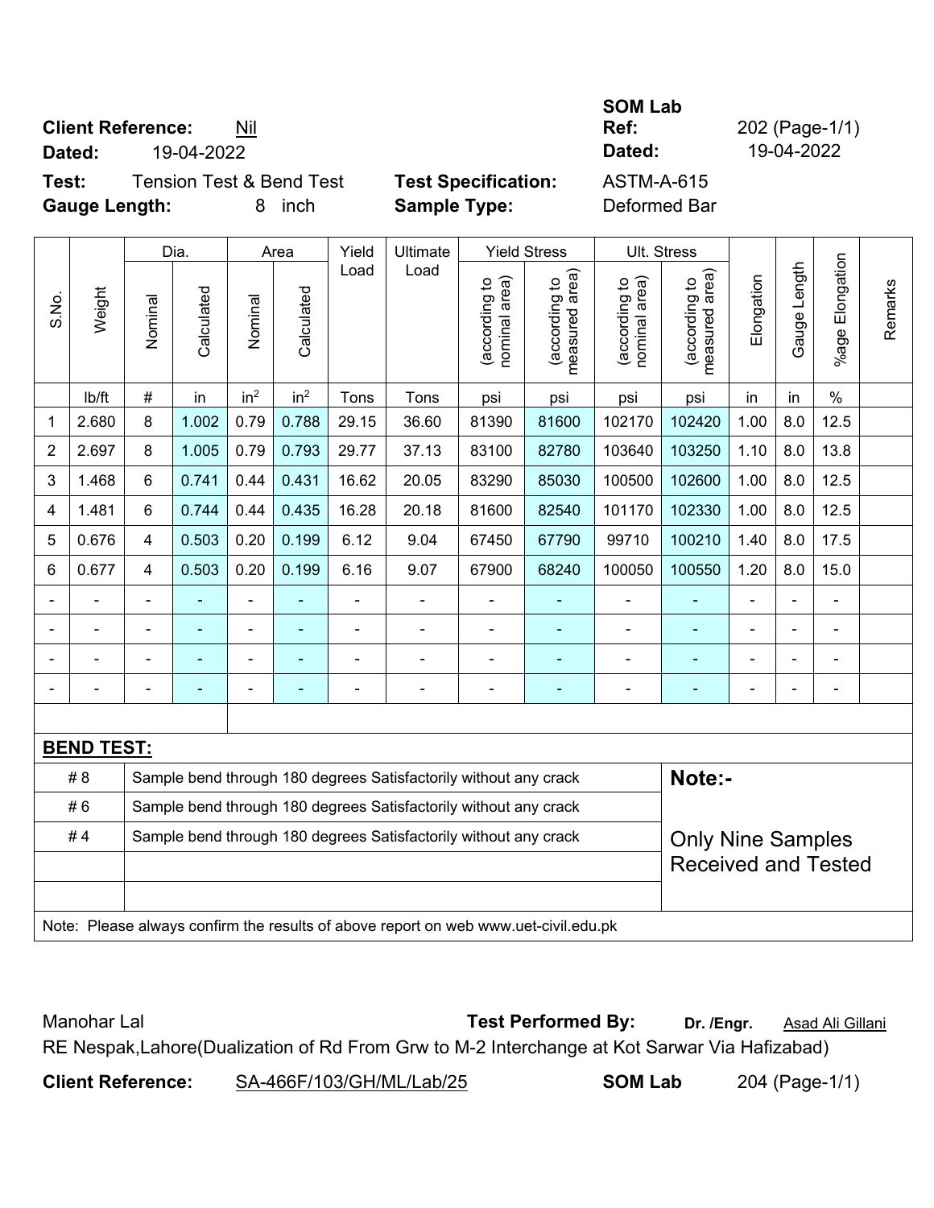**SOM Lab**

**Client Reference:** Nil | **Ref:** 202 (Page-1/1)

**Dated:** 19-04-2022 | **Dated:** 19-04-2022

**Test:** Tension Test & Bend Test | **Test Specification:** ASTM-A-615

**Gauge Length:** 8 inch | **Sample Type:** Deformed Bar

| S.No. | Weight | Dia. | | Area | | Yield Load | Ultimate Load | Yield Stress | | Ult. Stress | | Elongation | Gauge Length | %age Elongation | Remarks |
|---|---|---|---|---|---|---|---|---|---|---|---|---|---|---|---|
| | | Nominal | Calculated | Nominal | Calculated | | | (according to nominal area) | (according to measured area) | (according to nominal area) | (according to measured area) | | | | |
| | lb/ft | # | in | $in^2$ | $in^2$ | Tons | Tons | psi | psi | psi | psi | in | in | % | |
| 1 | 2.680 | 8 | 1.002 | 0.79 | 0.788 | 29.15 | 36.60 | 81390 | 81600 | 102170 | 102420 | 1.00 | 8.0 | 12.5 | |
| 2 | 2.697 | 8 | 1.005 | 0.79 | 0.793 | 29.77 | 37.13 | 83100 | 82780 | 103640 | 103250 | 1.10 | 8.0 | 13.8 | |
| 3 | 1.468 | 6 | 0.741 | 0.44 | 0.431 | 16.62 | 20.05 | 83290 | 85030 | 100500 | 102600 | 1.00 | 8.0 | 12.5 | |
| 4 | 1.481 | 6 | 0.744 | 0.44 | 0.435 | 16.28 | 20.18 | 81600 | 82540 | 101170 | 102330 | 1.00 | 8.0 | 12.5 | |
| 5 | 0.676 | 4 | 0.503 | 0.20 | 0.199 | 6.12 | 9.04 | 67450 | 67790 | 99710 | 100210 | 1.40 | 8.0 | 17.5 | |
| 6 | 0.677 | 4 | 0.503 | 0.20 | 0.199 | 6.16 | 9.07 | 67900 | 68240 | 100050 | 100550 | 1.20 | 8.0 | 15.0 | |
| - | - | - | - | - | - | - | - | - | - | - | - | - | - | - | |
| - | - | - | - | - | - | - | - | - | - | - | - | - | - | - | |
| - | - | - | - | - | - | - | - | - | - | - | - | - | - | - | |
| - | - | - | - | - | - | - | - | - | - | - | - | - | - | - | |

**BEND TEST:**

| | | |
|---|---|---|
| # 8 | Sample bend through 180 degrees Satisfactorily without any crack | **Note:-** |
| # 6 | Sample bend through 180 degrees Satisfactorily without any crack | |
| # 4 | Sample bend through 180 degrees Satisfactorily without any crack | Only Nine Samples Received and Tested |

Note: Please always confirm the results of above report on web www.uet-civil.edu.pk

Manohar Lal | **Test Performed By:** **Dr. /Engr.** Asad Ali Gillani

RE Nespak,Lahore(Dualization of Rd From Grw to M-2 Interchange at Kot Sarwar Via Hafizabad)

**Client Reference:** SA-466F/103/GH/ML/Lab/25 | **SOM Lab** 204 (Page-1/1)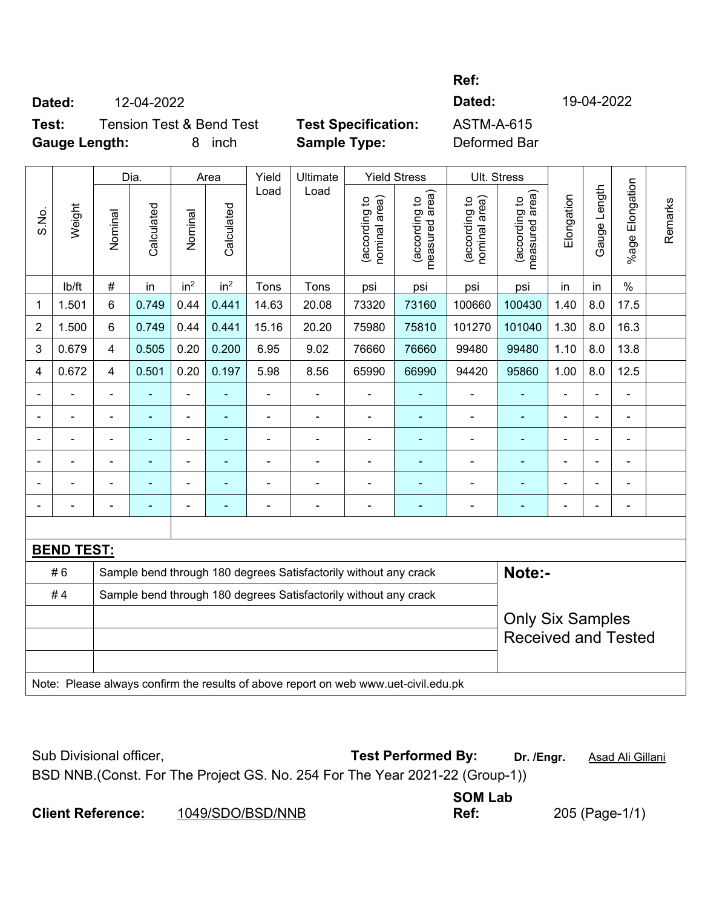**Ref:**

**Dated:** 12-04-2022 **Dated:** 19-04-2022

**Test:** Tension Test & Bend Test **Test Specification:** ASTM-A-615

**Gauge Length:** 8 inch **Sample Type:** Deformed Bar

| S.No. | Weight | Dia. | | Area | | Yield Load | Ultimate Load | Yield Stress | | Ult. Stress | | Elongation | Gauge Length | %age Elongation | Remarks |
|---|---|---|---|---|---|---|---|---|---|---|---|---|---|---|---|
| | | Nominal | Calculated | Nominal | Calculated | | | (according to nominal area) | (according to measured area) | (according to nominal area) | (according to measured area) | | | | |
| | lb/ft | # | in | $in^2$ | $in^2$ | Tons | Tons | psi | psi | psi | psi | in | in | % | |
| 1 | 1.501 | 6 | 0.749 | 0.44 | 0.441 | 14.63 | 20.08 | 73320 | 73160 | 100660 | 100430 | 1.40 | 8.0 | 17.5 | |
| 2 | 1.500 | 6 | 0.749 | 0.44 | 0.441 | 15.16 | 20.20 | 75980 | 75810 | 101270 | 101040 | 1.30 | 8.0 | 16.3 | |
| 3 | 0.679 | 4 | 0.505 | 0.20 | 0.200 | 6.95 | 9.02 | 76660 | 76660 | 99480 | 99480 | 1.10 | 8.0 | 13.8 | |
| 4 | 0.672 | 4 | 0.501 | 0.20 | 0.197 | 5.98 | 8.56 | 65990 | 66990 | 94420 | 95860 | 1.00 | 8.0 | 12.5 | |
| - | - | - | - | - | - | - | - | - | - | - | - | - | - | - | |
| - | - | - | - | - | - | - | - | - | - | - | - | - | - | - | |
| - | - | - | - | - | - | - | - | - | - | - | - | - | - | - | |
| - | - | - | - | - | - | - | - | - | - | - | - | - | - | - | |
| - | - | - | - | - | - | - | - | - | - | - | - | - | - | - | |
| - | - | - | - | - | - | - | - | - | - | - | - | - | - | - | |

**BEND TEST:**

| | | |
|---|---|---|
| # 6 | Sample bend through 180 degrees Satisfactorily without any crack | **Note:-** |
| # 4 | Sample bend through 180 degrees Satisfactorily without any crack | |
| | | Only Six Samples Received and Tested |

Note: Please always confirm the results of above report on web www.uet-civil.edu.pk

Sub Divisional officer, **Test Performed By:** **Dr. /Engr.** Asad Ali Gillani

BSD NNB.(Const. For The Project GS. No. 254 For The Year 2021-22 (Group-1))

**Client Reference:** 1049/SDO/BSD/NNB **SOM Lab Ref:** 205 (Page-1/1)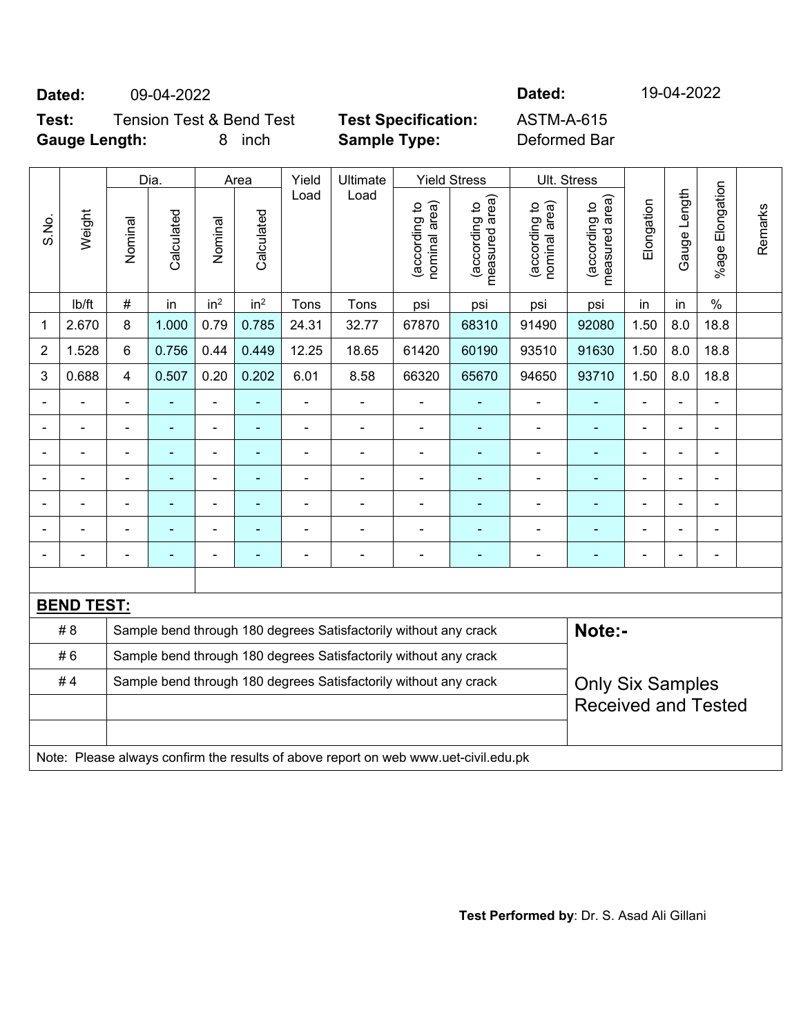**Dated:** 09-04-2022 **Dated:** 19-04-2022

**Test:** Tension Test & Bend Test **Test Specification:** ASTM-A-615

**Gauge Length:** 8 inch **Sample Type:** Deformed Bar

| S.No. | Weight | Dia. | | Area | | Yield Load | Ultimate Load | Yield Stress | | Ult. Stress | | Elongation | Gauge Length | %age Elongation | Remarks |
|---|---|---|---|---|---|---|---|---|---|---|---|---|---|---|---|
| | | Nominal | Calculated | Nominal | Calculated | | | (according to nominal area) | (according to measured area) | (according to nominal area) | (according to measured area) | | | | |
| | lb/ft | # | in | in$^2$ | in$^2$ | Tons | Tons | psi | psi | psi | psi | in | in | % | |
| 1 | 2.670 | 8 | 1.000 | 0.79 | 0.785 | 24.31 | 32.77 | 67870 | 68310 | 91490 | 92080 | 1.50 | 8.0 | 18.8 | |
| 2 | 1.528 | 6 | 0.756 | 0.44 | 0.449 | 12.25 | 18.65 | 61420 | 60190 | 93510 | 91630 | 1.50 | 8.0 | 18.8 | |
| 3 | 0.688 | 4 | 0.507 | 0.20 | 0.202 | 6.01 | 8.58 | 66320 | 65670 | 94650 | 93710 | 1.50 | 8.0 | 18.8 | |
| - | - | - | - | - | - | - | - | - | - | - | - | - | - | - | |
| - | - | - | - | - | - | - | - | - | - | - | - | - | - | - | |
| - | - | - | - | - | - | - | - | - | - | - | - | - | - | - | |
| - | - | - | - | - | - | - | - | - | - | - | - | - | - | - | |
| - | - | - | - | - | - | - | - | - | - | - | - | - | - | - | |
| - | - | - | - | - | - | - | - | - | - | - | - | - | - | - | |
| - | - | - | - | - | - | - | - | - | - | - | - | - | - | - | |

**BEND TEST:**

| | | |
|---|---|---|
| # 8 | Sample bend through 180 degrees Satisfactorily without any crack | **Note:-** |
| # 6 | Sample bend through 180 degrees Satisfactorily without any crack | |
| # 4 | Sample bend through 180 degrees Satisfactorily without any crack | Only Six Samples Received and Tested |
| | | |
| | | |

Note: Please always confirm the results of above report on web www.uet-civil.edu.pk

**Test Performed by**: Dr. S. Asad Ali Gillani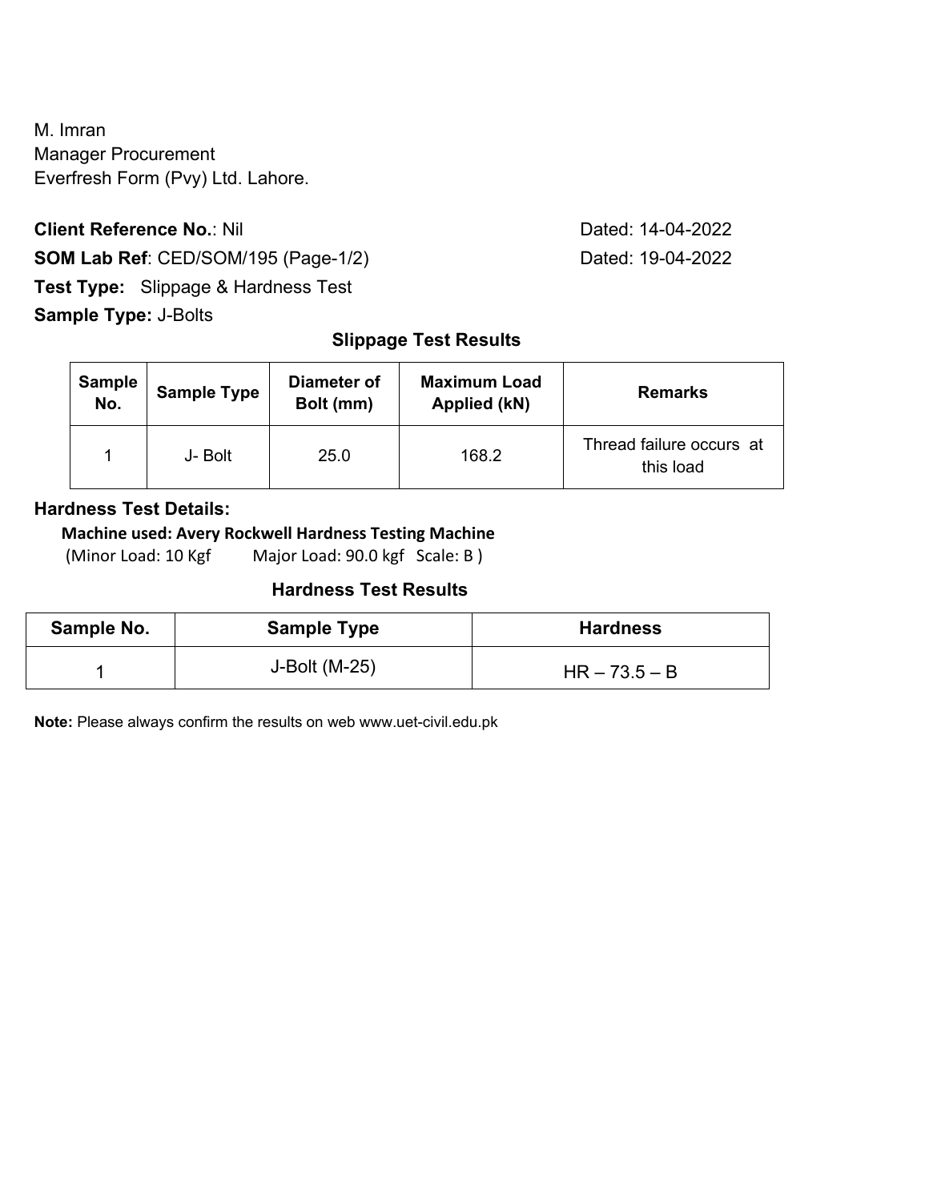M. Imran
Manager Procurement
Everfresh Form (Pvy) Ltd. Lahore.

**Client Reference No.**: Nil Dated: 14-04-2022

**SOM Lab Ref**: CED/SOM/195 (Page-1/2) Dated: 19-04-2022

**Test Type:** Slippage & Hardness Test

**Sample Type:** J-Bolts

### Slippage Test Results

| Sample No. | Sample Type | Diameter of Bolt (mm) | Maximum Load Applied (kN) | Remarks |
|---|---|---|---|---|
| 1 | J- Bolt | 25.0 | 168.2 | Thread failure occurs at this load |

### Hardness Test Details:

**Machine used: Avery Rockwell Hardness Testing Machine**

(Minor Load: 10 Kgf Major Load: 90.0 kgf Scale: B )

### Hardness Test Results

| Sample No. | Sample Type | Hardness |
|---|---|---|
| 1 | J-Bolt (M-25) | HR – 73.5 – B |

**Note:** Please always confirm the results on web www.uet-civil.edu.pk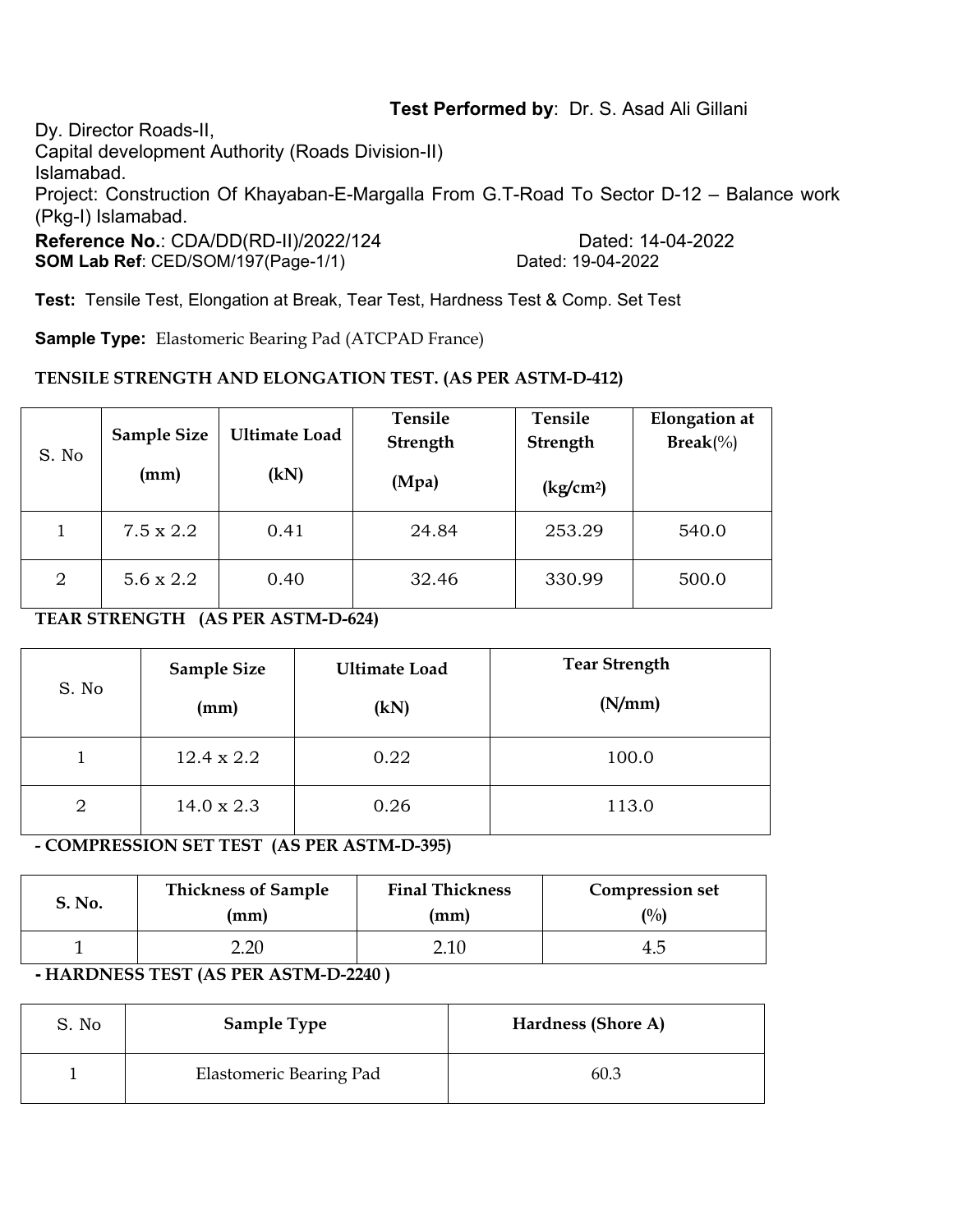**Test Performed by**: Dr. S. Asad Ali Gillani

Dy. Director Roads-II,
Capital development Authority (Roads Division-II)
Islamabad.
Project: Construction Of Khayaban-E-Margalla From G.T-Road To Sector D-12 – Balance work (Pkg-I) Islamabad.

**Reference No.**: CDA/DD(RD-II)/2022/124 Dated: 14-04-2022
**SOM Lab Ref**: CED/SOM/197(Page-1/1) Dated: 19-04-2022

**Test:** Tensile Test, Elongation at Break, Tear Test, Hardness Test & Comp. Set Test

**Sample Type:** Elastomeric Bearing Pad (ATCPAD France)

**TENSILE STRENGTH AND ELONGATION TEST. (AS PER ASTM-D-412)**

| S. No | Sample Size (mm) | Ultimate Load (kN) | Tensile Strength (Mpa) | Tensile Strength ($kg/cm^2$) | Elongation at Break(%) |
|---|---|---|---|---|---|
| 1 | 7.5 x 2.2 | 0.41 | 24.84 | 253.29 | 540.0 |
| 2 | 5.6 x 2.2 | 0.40 | 32.46 | 330.99 | 500.0 |

**TEAR STRENGTH (AS PER ASTM-D-624)**

| S. No | Sample Size (mm) | Ultimate Load (kN) | Tear Strength (N/mm) |
|---|---|---|---|
| 1 | 12.4 x 2.2 | 0.22 | 100.0 |
| 2 | 14.0 x 2.3 | 0.26 | 113.0 |

**- COMPRESSION SET TEST (AS PER ASTM-D-395)**

| S. No. | Thickness of Sample (mm) | Final Thickness (mm) | Compression set (%) |
|---|---|---|---|
| 1 | 2.20 | 2.10 | 4.5 |

**- HARDNESS TEST (AS PER ASTM-D-2240 )**

| S. No | Sample Type | Hardness (Shore A) |
|---|---|---|
| 1 | Elastomeric Bearing Pad | 60.3 |